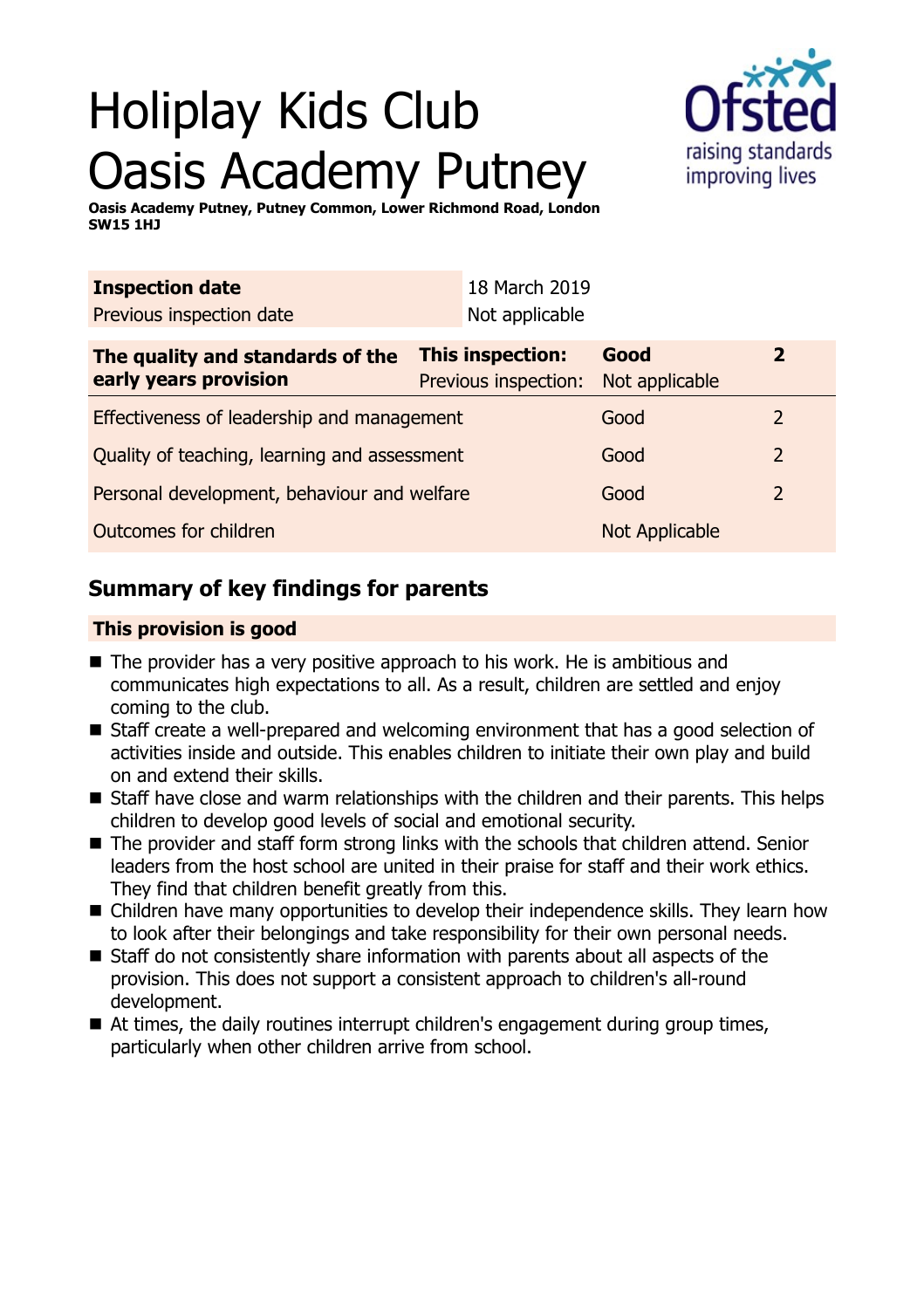# Holiplay Kids Club Oasis Academy Putney

**Oasis Academy Putney, Putney Common, Lower Richmond Road, London SW15 1HJ**

| | |
|---|---|
| **Inspection date** | 18 March 2019 |
| Previous inspection date | Not applicable |

| **The quality and standards of the early years provision** | **This inspection:** | **Good** | **2** |
|---|---|---|---|
| | Previous inspection: | Not applicable | |
| Effectiveness of leadership and management | | Good | 2 |
| Quality of teaching, learning and assessment | | Good | 2 |
| Personal development, behaviour and welfare | | Good | 2 |
| Outcomes for children | | Not Applicable | |

## Summary of key findings for parents

**This provision is good**

- The provider has a very positive approach to his work. He is ambitious and communicates high expectations to all. As a result, children are settled and enjoy coming to the club.
- Staff create a well-prepared and welcoming environment that has a good selection of activities inside and outside. This enables children to initiate their own play and build on and extend their skills.
- Staff have close and warm relationships with the children and their parents. This helps children to develop good levels of social and emotional security.
- The provider and staff form strong links with the schools that children attend. Senior leaders from the host school are united in their praise for staff and their work ethics. They find that children benefit greatly from this.
- Children have many opportunities to develop their independence skills. They learn how to look after their belongings and take responsibility for their own personal needs.
- Staff do not consistently share information with parents about all aspects of the provision. This does not support a consistent approach to children's all-round development.
- At times, the daily routines interrupt children's engagement during group times, particularly when other children arrive from school.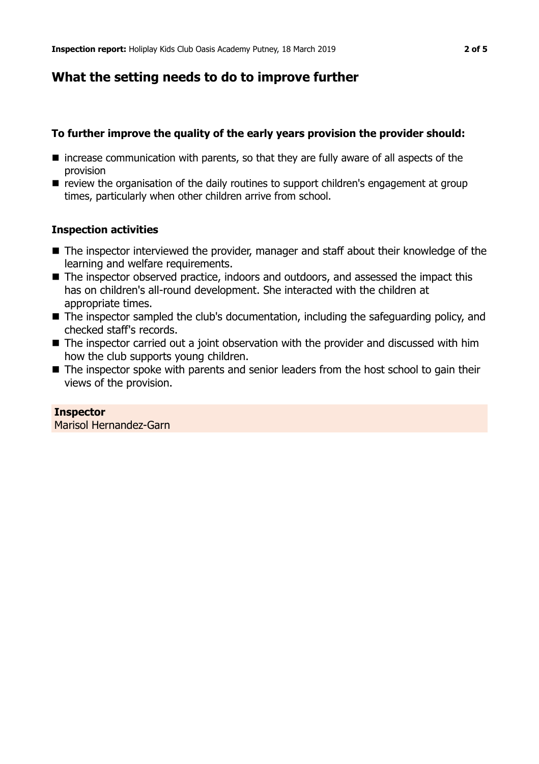## What the setting needs to do to improve further

**To further improve the quality of the early years provision the provider should:**

- increase communication with parents, so that they are fully aware of all aspects of the provision
- review the organisation of the daily routines to support children's engagement at group times, particularly when other children arrive from school.

**Inspection activities**

- The inspector interviewed the provider, manager and staff about their knowledge of the learning and welfare requirements.
- The inspector observed practice, indoors and outdoors, and assessed the impact this has on children's all-round development. She interacted with the children at appropriate times.
- The inspector sampled the club's documentation, including the safeguarding policy, and checked staff's records.
- The inspector carried out a joint observation with the provider and discussed with him how the club supports young children.
- The inspector spoke with parents and senior leaders from the host school to gain their views of the provision.

**Inspector**
Marisol Hernandez-Garn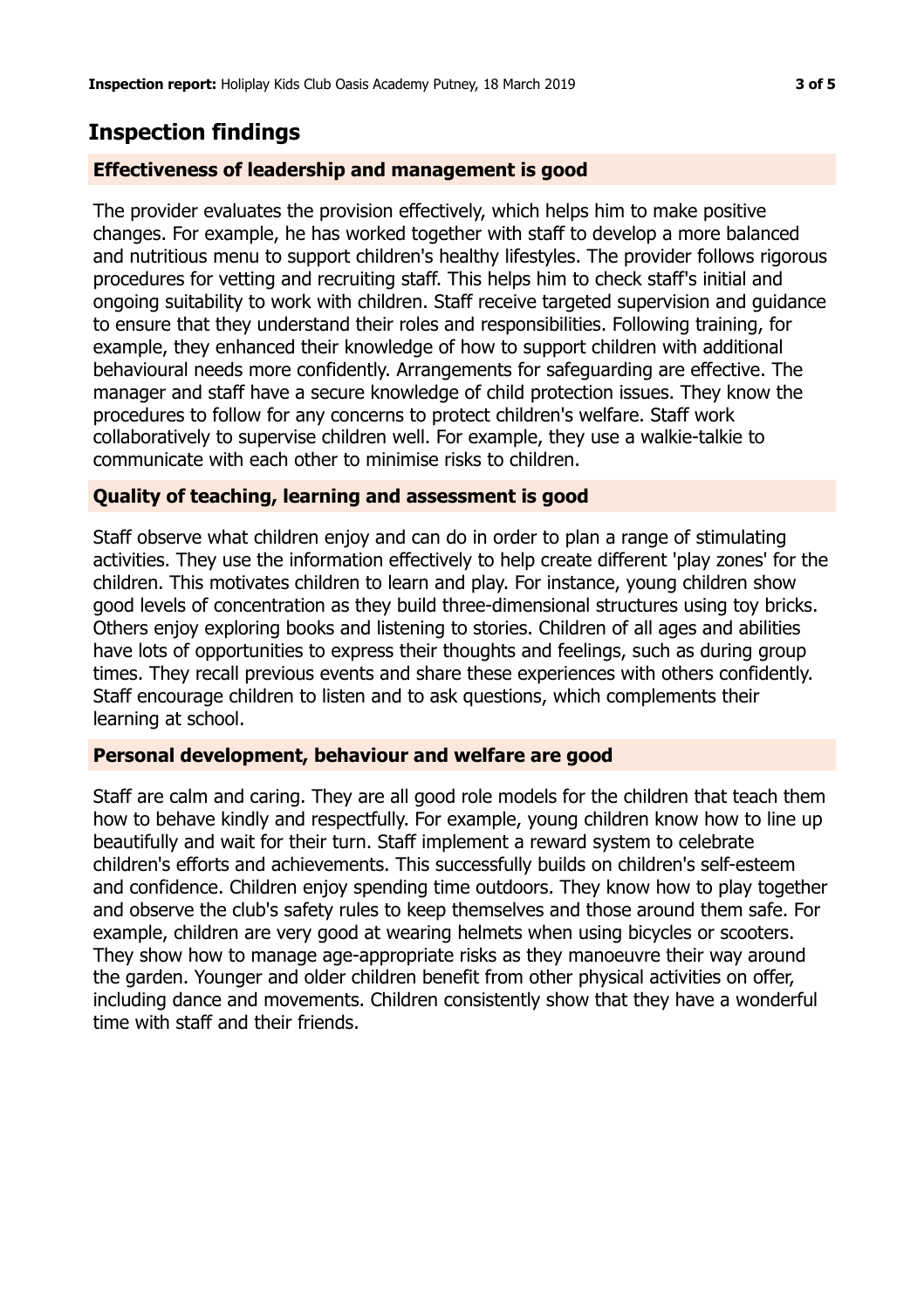## Inspection findings

### Effectiveness of leadership and management is good

The provider evaluates the provision effectively, which helps him to make positive changes. For example, he has worked together with staff to develop a more balanced and nutritious menu to support children's healthy lifestyles. The provider follows rigorous procedures for vetting and recruiting staff. This helps him to check staff's initial and ongoing suitability to work with children. Staff receive targeted supervision and guidance to ensure that they understand their roles and responsibilities. Following training, for example, they enhanced their knowledge of how to support children with additional behavioural needs more confidently. Arrangements for safeguarding are effective. The manager and staff have a secure knowledge of child protection issues. They know the procedures to follow for any concerns to protect children's welfare. Staff work collaboratively to supervise children well. For example, they use a walkie-talkie to communicate with each other to minimise risks to children.

### Quality of teaching, learning and assessment is good

Staff observe what children enjoy and can do in order to plan a range of stimulating activities. They use the information effectively to help create different 'play zones' for the children. This motivates children to learn and play. For instance, young children show good levels of concentration as they build three-dimensional structures using toy bricks. Others enjoy exploring books and listening to stories. Children of all ages and abilities have lots of opportunities to express their thoughts and feelings, such as during group times. They recall previous events and share these experiences with others confidently. Staff encourage children to listen and to ask questions, which complements their learning at school.

### Personal development, behaviour and welfare are good

Staff are calm and caring. They are all good role models for the children that teach them how to behave kindly and respectfully. For example, young children know how to line up beautifully and wait for their turn. Staff implement a reward system to celebrate children's efforts and achievements. This successfully builds on children's self-esteem and confidence. Children enjoy spending time outdoors. They know how to play together and observe the club's safety rules to keep themselves and those around them safe. For example, children are very good at wearing helmets when using bicycles or scooters. They show how to manage age-appropriate risks as they manoeuvre their way around the garden. Younger and older children benefit from other physical activities on offer, including dance and movements. Children consistently show that they have a wonderful time with staff and their friends.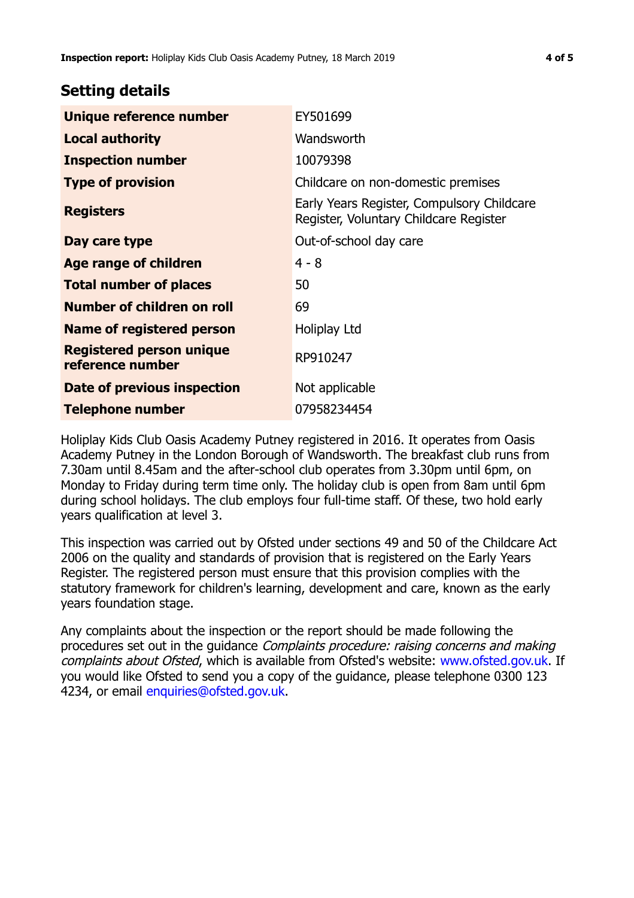## Setting details

| | |
|---|---|
| **Unique reference number** | EY501699 |
| **Local authority** | Wandsworth |
| **Inspection number** | 10079398 |
| **Type of provision** | Childcare on non-domestic premises |
| **Registers** | Early Years Register, Compulsory Childcare Register, Voluntary Childcare Register |
| **Day care type** | Out-of-school day care |
| **Age range of children** | 4 - 8 |
| **Total number of places** | 50 |
| **Number of children on roll** | 69 |
| **Name of registered person** | Holiplay Ltd |
| **Registered person unique reference number** | RP910247 |
| **Date of previous inspection** | Not applicable |
| **Telephone number** | 07958234454 |

Holiplay Kids Club Oasis Academy Putney registered in 2016. It operates from Oasis Academy Putney in the London Borough of Wandsworth. The breakfast club runs from 7.30am until 8.45am and the after-school club operates from 3.30pm until 6pm, on Monday to Friday during term time only. The holiday club is open from 8am until 6pm during school holidays. The club employs four full-time staff. Of these, two hold early years qualification at level 3.

This inspection was carried out by Ofsted under sections 49 and 50 of the Childcare Act 2006 on the quality and standards of provision that is registered on the Early Years Register. The registered person must ensure that this provision complies with the statutory framework for children's learning, development and care, known as the early years foundation stage.

Any complaints about the inspection or the report should be made following the procedures set out in the guidance *Complaints procedure: raising concerns and making complaints about Ofsted*, which is available from Ofsted's website: www.ofsted.gov.uk. If you would like Ofsted to send you a copy of the guidance, please telephone 0300 123 4234, or email enquiries@ofsted.gov.uk.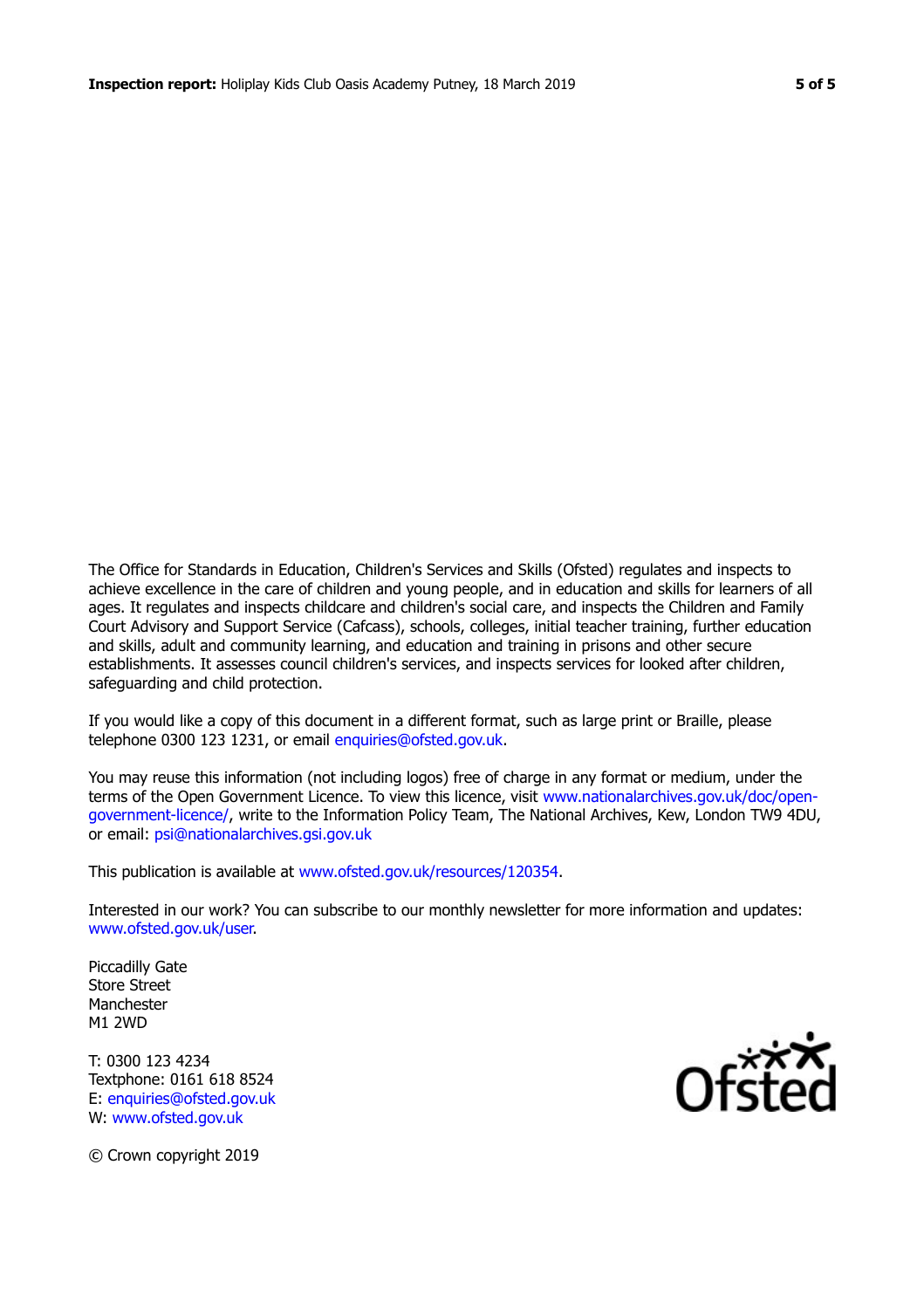The Office for Standards in Education, Children's Services and Skills (Ofsted) regulates and inspects to achieve excellence in the care of children and young people, and in education and skills for learners of all ages. It regulates and inspects childcare and children's social care, and inspects the Children and Family Court Advisory and Support Service (Cafcass), schools, colleges, initial teacher training, further education and skills, adult and community learning, and education and training in prisons and other secure establishments. It assesses council children's services, and inspects services for looked after children, safeguarding and child protection.

If you would like a copy of this document in a different format, such as large print or Braille, please telephone 0300 123 1231, or email enquiries@ofsted.gov.uk.

You may reuse this information (not including logos) free of charge in any format or medium, under the terms of the Open Government Licence. To view this licence, visit www.nationalarchives.gov.uk/doc/open-government-licence/, write to the Information Policy Team, The National Archives, Kew, London TW9 4DU, or email: psi@nationalarchives.gsi.gov.uk

This publication is available at www.ofsted.gov.uk/resources/120354.

Interested in our work? You can subscribe to our monthly newsletter for more information and updates: www.ofsted.gov.uk/user.

Piccadilly Gate  
Store Street  
Manchester  
M1 2WD

T: 0300 123 4234  
Textphone: 0161 618 8524  
E: enquiries@ofsted.gov.uk  
W: www.ofsted.gov.uk

© Crown copyright 2019

Ofsted